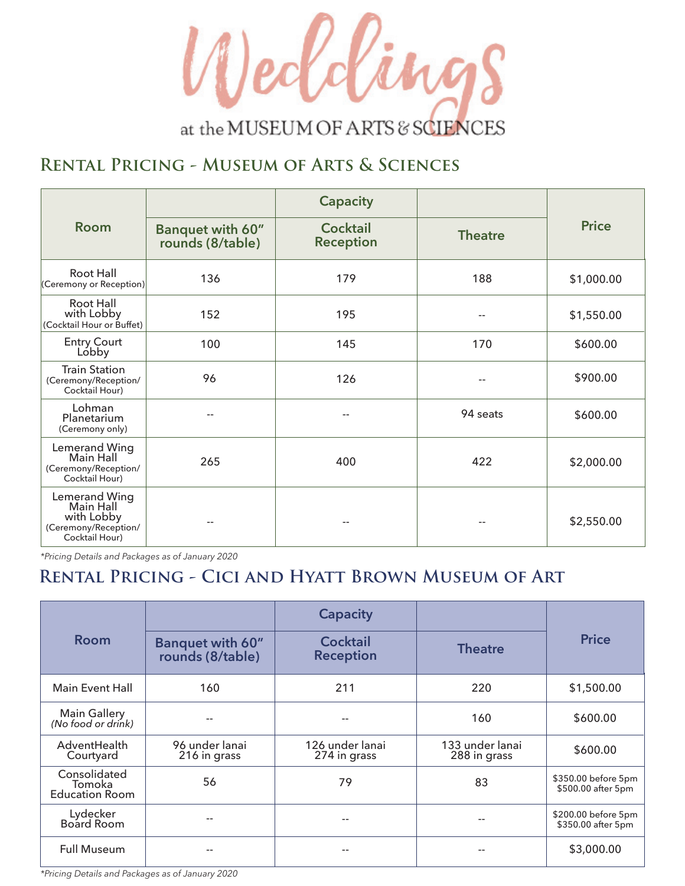# Weddings

at the MUSEUM OF ARTS & SCIENCES

## Rental Pricing - Museum of Arts & Sciences

| Room | Capacity | | | Price |
|---|---|---|---|---|
| | Banquet with 60" rounds (8/table) | Cocktail Reception | Theatre | |
| Root Hall (Ceremony or Reception) | 136 | 179 | 188 | $1,000.00 |
| Root Hall with Lobby (Cocktail Hour or Buffet) | 152 | 195 | -- | $1,550.00 |
| Entry Court Lobby | 100 | 145 | 170 | $600.00 |
| Train Station (Ceremony/Reception/ Cocktail Hour) | 96 | 126 | -- | $900.00 |
| Lohman Planetarium (Ceremony only) | -- | -- | 94 seats | $600.00 |
| Lemerand Wing Main Hall (Ceremony/Reception/ Cocktail Hour) | 265 | 400 | 422 | $2,000.00 |
| Lemerand Wing Main Hall with Lobby (Ceremony/Reception/ Cocktail Hour) | -- | -- | -- | $2,550.00 |

*\*Pricing Details and Packages as of January 2020*

## Rental Pricing - Cici and Hyatt Brown Museum of Art

| Room | Capacity | | | Price |
|---|---|---|---|---|
| | Banquet with 60" rounds (8/table) | Cocktail Reception | Theatre | |
| Main Event Hall | 160 | 211 | 220 | $1,500.00 |
| Main Gallery *(No food or drink)* | -- | -- | 160 | $600.00 |
| AdventHealth Courtyard | 96 under lanai 216 in grass | 126 under lanai 274 in grass | 133 under lanai 288 in grass | $600.00 |
| Consolidated Tomoka Education Room | 56 | 79 | 83 | $350.00 before 5pm $500.00 after 5pm |
| Lydecker Board Room | -- | -- | -- | $200.00 before 5pm $350.00 after 5pm |
| Full Museum | -- | -- | -- | $3,000.00 |

*\*Pricing Details and Packages as of January 2020*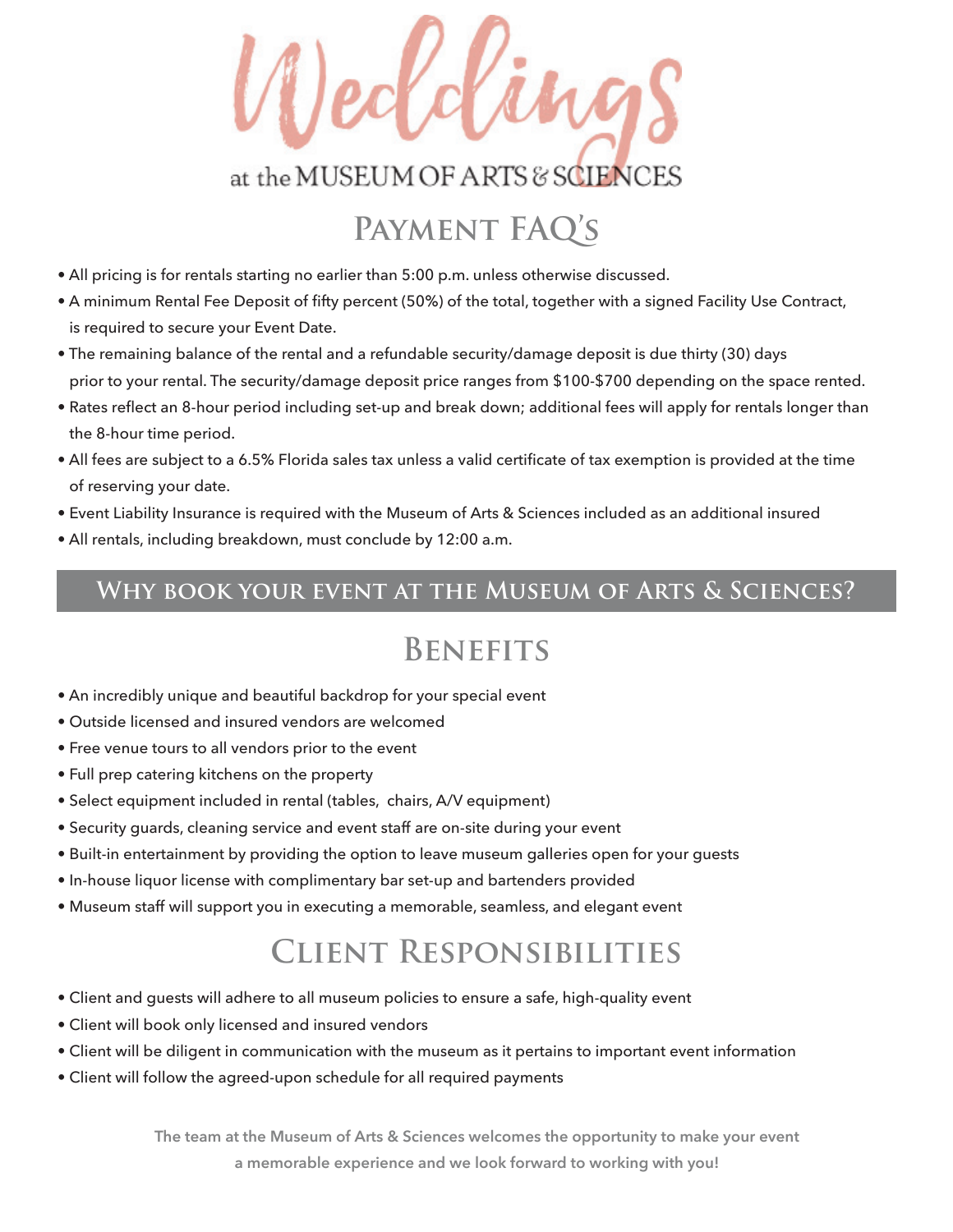# Weddings

at the MUSEUM OF ARTS & SCIENCES

## Payment FAQ's

- All pricing is for rentals starting no earlier than 5:00 p.m. unless otherwise discussed.
- A minimum Rental Fee Deposit of fifty percent (50%) of the total, together with a signed Facility Use Contract, is required to secure your Event Date.
- The remaining balance of the rental and a refundable security/damage deposit is due thirty (30) days prior to your rental. The security/damage deposit price ranges from $100-$700 depending on the space rented.
- Rates reflect an 8-hour period including set-up and break down; additional fees will apply for rentals longer than the 8-hour time period.
- All fees are subject to a 6.5% Florida sales tax unless a valid certificate of tax exemption is provided at the time of reserving your date.
- Event Liability Insurance is required with the Museum of Arts & Sciences included as an additional insured
- All rentals, including breakdown, must conclude by 12:00 a.m.

## Why book your event at the Museum of Arts & Sciences?

## Benefits

- An incredibly unique and beautiful backdrop for your special event
- Outside licensed and insured vendors are welcomed
- Free venue tours to all vendors prior to the event
- Full prep catering kitchens on the property
- Select equipment included in rental (tables, chairs, A/V equipment)
- Security guards, cleaning service and event staff are on-site during your event
- Built-in entertainment by providing the option to leave museum galleries open for your guests
- In-house liquor license with complimentary bar set-up and bartenders provided
- Museum staff will support you in executing a memorable, seamless, and elegant event

## Client Responsibilities

- Client and guests will adhere to all museum policies to ensure a safe, high-quality event
- Client will book only licensed and insured vendors
- Client will be diligent in communication with the museum as it pertains to important event information
- Client will follow the agreed-upon schedule for all required payments

**The team at the Museum of Arts & Sciences welcomes the opportunity to make your event a memorable experience and we look forward to working with you!**